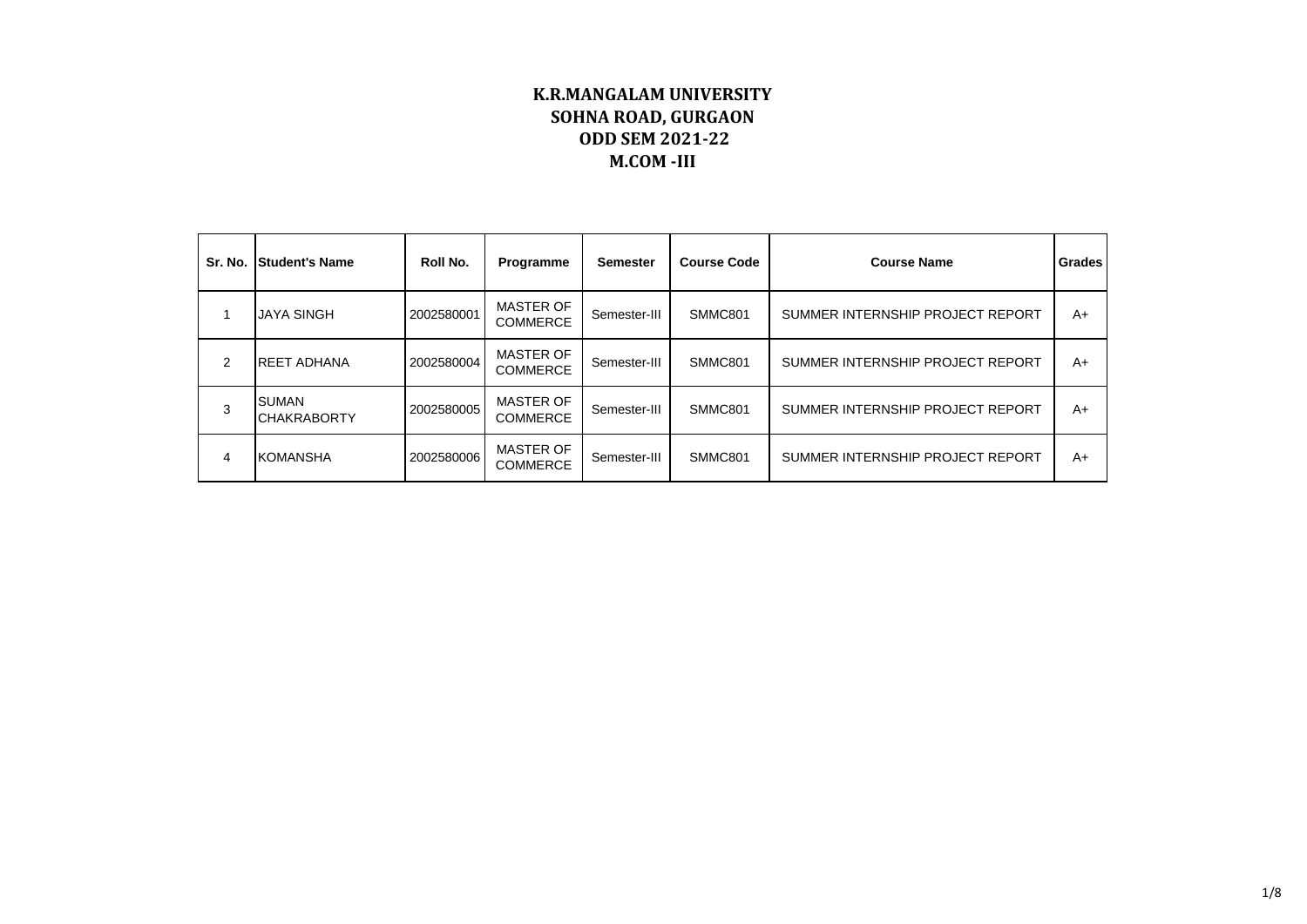# K.R.MANGALAM UNIVERSITY
# SOHNA ROAD, GURGAON
# ODD SEM 2021-22
# M.COM -III

| Sr. No. | Student's Name | Roll No. | Programme | Semester | Course Code | Course Name | Grades |
|---|---|---|---|---|---|---|---|
| 1 | JAYA SINGH | 2002580001 | MASTER OF COMMERCE | Semester-III | SMMC801 | SUMMER INTERNSHIP PROJECT REPORT | A+ |
| 2 | REET ADHANA | 2002580004 | MASTER OF COMMERCE | Semester-III | SMMC801 | SUMMER INTERNSHIP PROJECT REPORT | A+ |
| 3 | SUMAN CHAKRABORTY | 2002580005 | MASTER OF COMMERCE | Semester-III | SMMC801 | SUMMER INTERNSHIP PROJECT REPORT | A+ |
| 4 | KOMANSHA | 2002580006 | MASTER OF COMMERCE | Semester-III | SMMC801 | SUMMER INTERNSHIP PROJECT REPORT | A+ |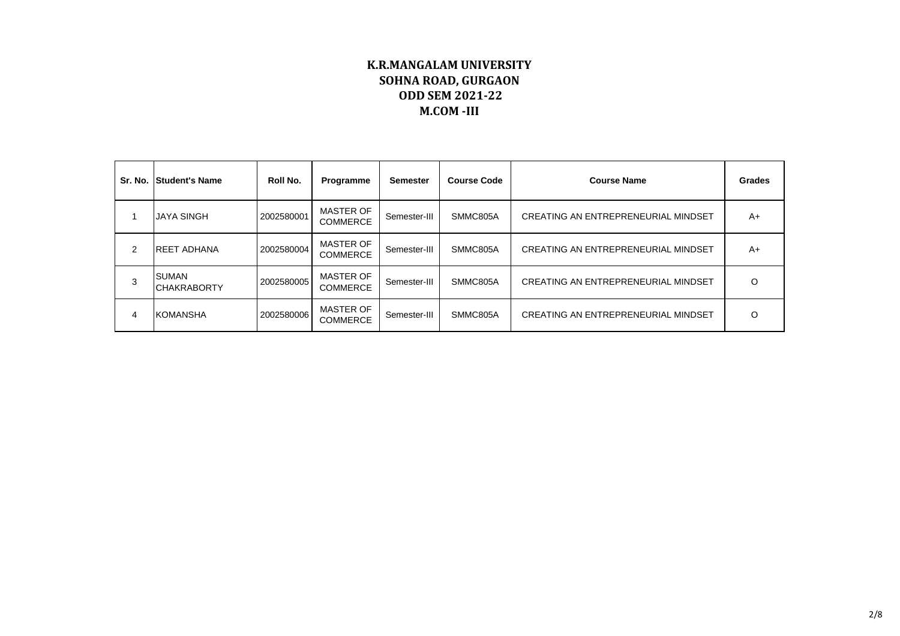# K.R.MANGALAM UNIVERSITY
## SOHNA ROAD, GURGAON
## ODD SEM 2021-22
## M.COM -III

| Sr. No. | Student's Name | Roll No. | Programme | Semester | Course Code | Course Name | Grades |
|---|---|---|---|---|---|---|---|
| 1 | JAYA SINGH | 2002580001 | MASTER OF COMMERCE | Semester-III | SMMC805A | CREATING AN ENTREPRENEURIAL MINDSET | A+ |
| 2 | REET ADHANA | 2002580004 | MASTER OF COMMERCE | Semester-III | SMMC805A | CREATING AN ENTREPRENEURIAL MINDSET | A+ |
| 3 | SUMAN CHAKRABORTY | 2002580005 | MASTER OF COMMERCE | Semester-III | SMMC805A | CREATING AN ENTREPRENEURIAL MINDSET | O |
| 4 | KOMANSHA | 2002580006 | MASTER OF COMMERCE | Semester-III | SMMC805A | CREATING AN ENTREPRENEURIAL MINDSET | O |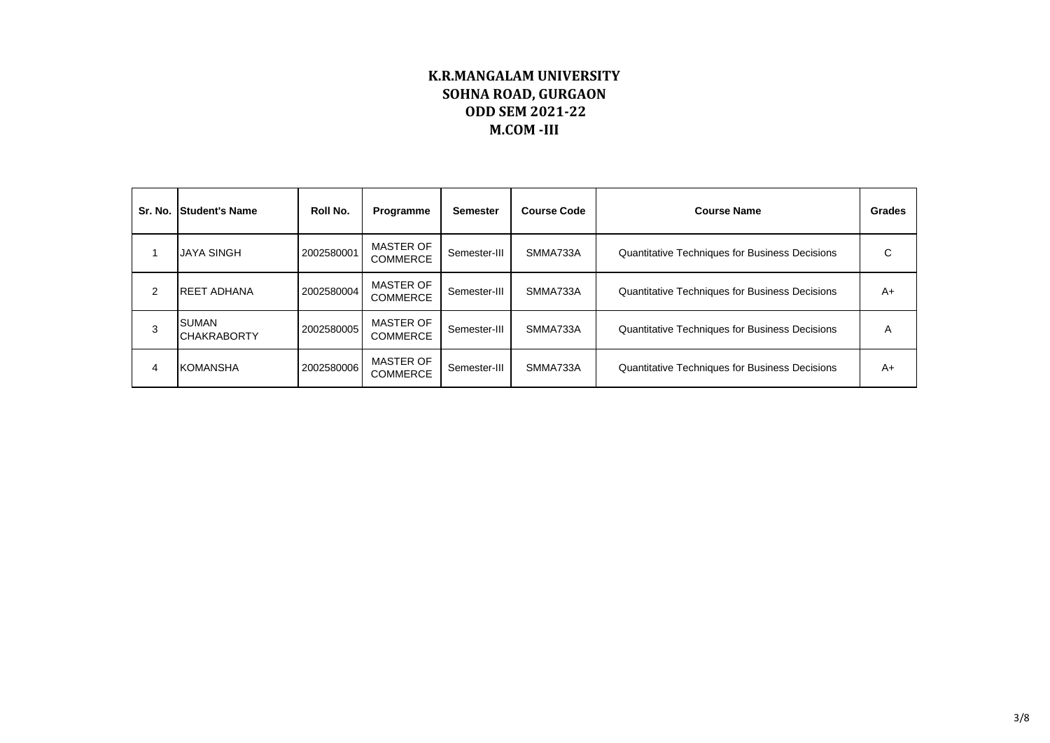# K.R.MANGALAM UNIVERSITY
## SOHNA ROAD, GURGAON
## ODD SEM 2021-22
## M.COM -III

| Sr. No. | Student's Name | Roll No. | Programme | Semester | Course Code | Course Name | Grades |
|---|---|---|---|---|---|---|---|
| 1 | JAYA SINGH | 2002580001 | MASTER OF COMMERCE | Semester-III | SMMA733A | Quantitative Techniques for Business Decisions | C |
| 2 | REET ADHANA | 2002580004 | MASTER OF COMMERCE | Semester-III | SMMA733A | Quantitative Techniques for Business Decisions | A+ |
| 3 | SUMAN CHAKRABORTY | 2002580005 | MASTER OF COMMERCE | Semester-III | SMMA733A | Quantitative Techniques for Business Decisions | A |
| 4 | KOMANSHA | 2002580006 | MASTER OF COMMERCE | Semester-III | SMMA733A | Quantitative Techniques for Business Decisions | A+ |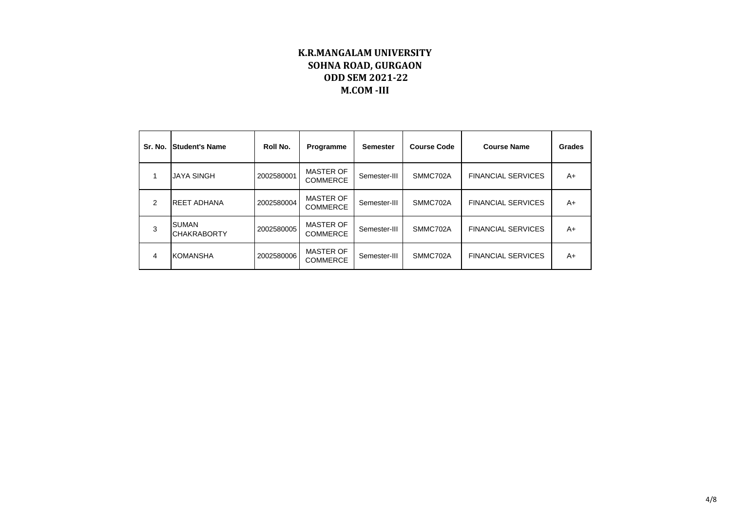# K.R.MANGALAM UNIVERSITY
## SOHNA ROAD, GURGAON
## ODD SEM 2021-22
## M.COM -III

| Sr. No. | Student's Name | Roll No. | Programme | Semester | Course Code | Course Name | Grades |
|---|---|---|---|---|---|---|---|
| 1 | JAYA SINGH | 2002580001 | MASTER OF COMMERCE | Semester-III | SMMC702A | FINANCIAL SERVICES | A+ |
| 2 | REET ADHANA | 2002580004 | MASTER OF COMMERCE | Semester-III | SMMC702A | FINANCIAL SERVICES | A+ |
| 3 | SUMAN CHAKRABORTY | 2002580005 | MASTER OF COMMERCE | Semester-III | SMMC702A | FINANCIAL SERVICES | A+ |
| 4 | KOMANSHA | 2002580006 | MASTER OF COMMERCE | Semester-III | SMMC702A | FINANCIAL SERVICES | A+ |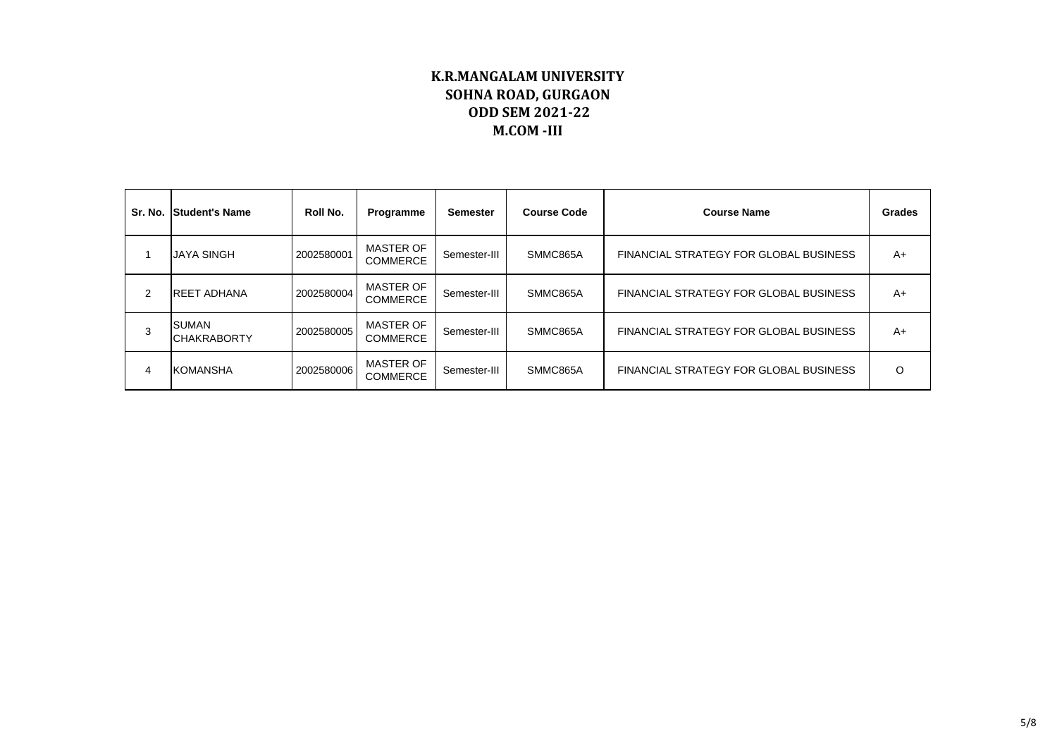# K.R.MANGALAM UNIVERSITY
## SOHNA ROAD, GURGAON
## ODD SEM 2021-22
## M.COM -III

| Sr. No. | Student's Name | Roll No. | Programme | Semester | Course Code | Course Name | Grades |
|---|---|---|---|---|---|---|---|
| 1 | JAYA SINGH | 2002580001 | MASTER OF COMMERCE | Semester-III | SMMC865A | FINANCIAL STRATEGY FOR GLOBAL BUSINESS | A+ |
| 2 | REET ADHANA | 2002580004 | MASTER OF COMMERCE | Semester-III | SMMC865A | FINANCIAL STRATEGY FOR GLOBAL BUSINESS | A+ |
| 3 | SUMAN CHAKRABORTY | 2002580005 | MASTER OF COMMERCE | Semester-III | SMMC865A | FINANCIAL STRATEGY FOR GLOBAL BUSINESS | A+ |
| 4 | KOMANSHA | 2002580006 | MASTER OF COMMERCE | Semester-III | SMMC865A | FINANCIAL STRATEGY FOR GLOBAL BUSINESS | O |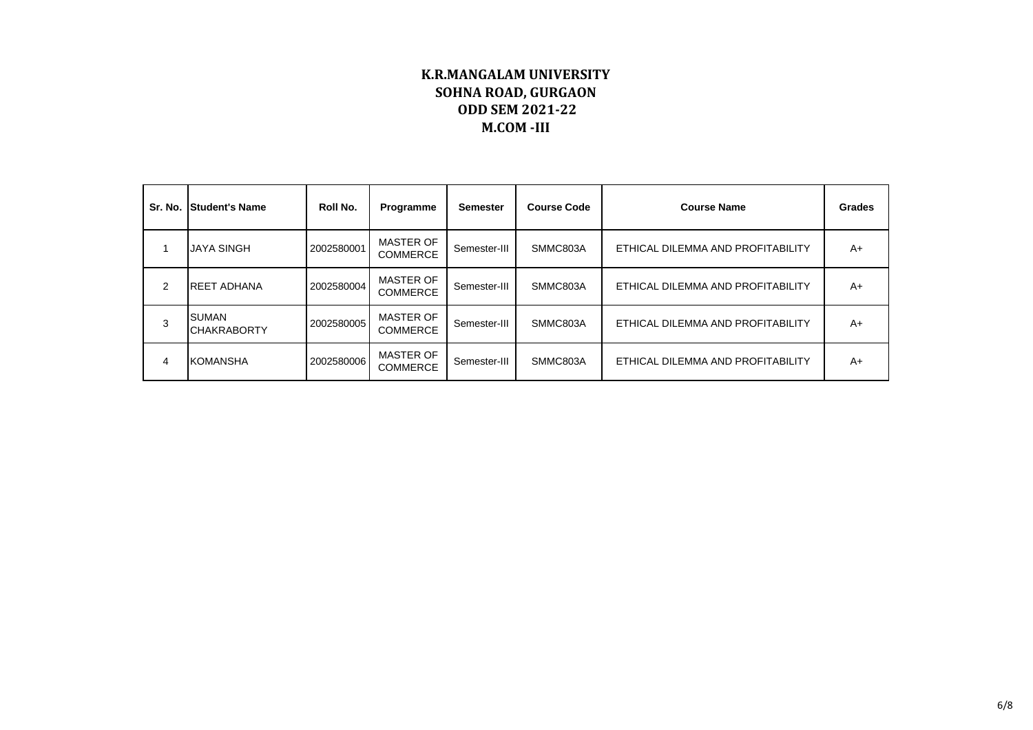# K.R.MANGALAM UNIVERSITY
## SOHNA ROAD, GURGAON
## ODD SEM 2021-22
## M.COM -III

| Sr. No. | Student's Name | Roll No. | Programme | Semester | Course Code | Course Name | Grades |
|---|---|---|---|---|---|---|---|
| 1 | JAYA SINGH | 2002580001 | MASTER OF COMMERCE | Semester-III | SMMC803A | ETHICAL DILEMMA AND PROFITABILITY | A+ |
| 2 | REET ADHANA | 2002580004 | MASTER OF COMMERCE | Semester-III | SMMC803A | ETHICAL DILEMMA AND PROFITABILITY | A+ |
| 3 | SUMAN CHAKRABORTY | 2002580005 | MASTER OF COMMERCE | Semester-III | SMMC803A | ETHICAL DILEMMA AND PROFITABILITY | A+ |
| 4 | KOMANSHA | 2002580006 | MASTER OF COMMERCE | Semester-III | SMMC803A | ETHICAL DILEMMA AND PROFITABILITY | A+ |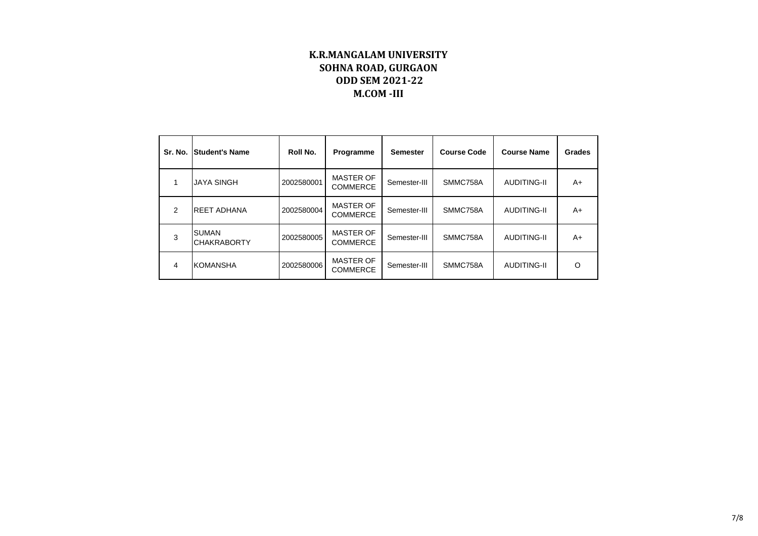# K.R.MANGALAM UNIVERSITY
## SOHNA ROAD, GURGAON
## ODD SEM 2021-22
## M.COM -III

| Sr. No. | Student's Name | Roll No. | Programme | Semester | Course Code | Course Name | Grades |
|---|---|---|---|---|---|---|---|
| 1 | JAYA SINGH | 2002580001 | MASTER OF COMMERCE | Semester-III | SMMC758A | AUDITING-II | A+ |
| 2 | REET ADHANA | 2002580004 | MASTER OF COMMERCE | Semester-III | SMMC758A | AUDITING-II | A+ |
| 3 | SUMAN CHAKRABORTY | 2002580005 | MASTER OF COMMERCE | Semester-III | SMMC758A | AUDITING-II | A+ |
| 4 | KOMANSHA | 2002580006 | MASTER OF COMMERCE | Semester-III | SMMC758A | AUDITING-II | O |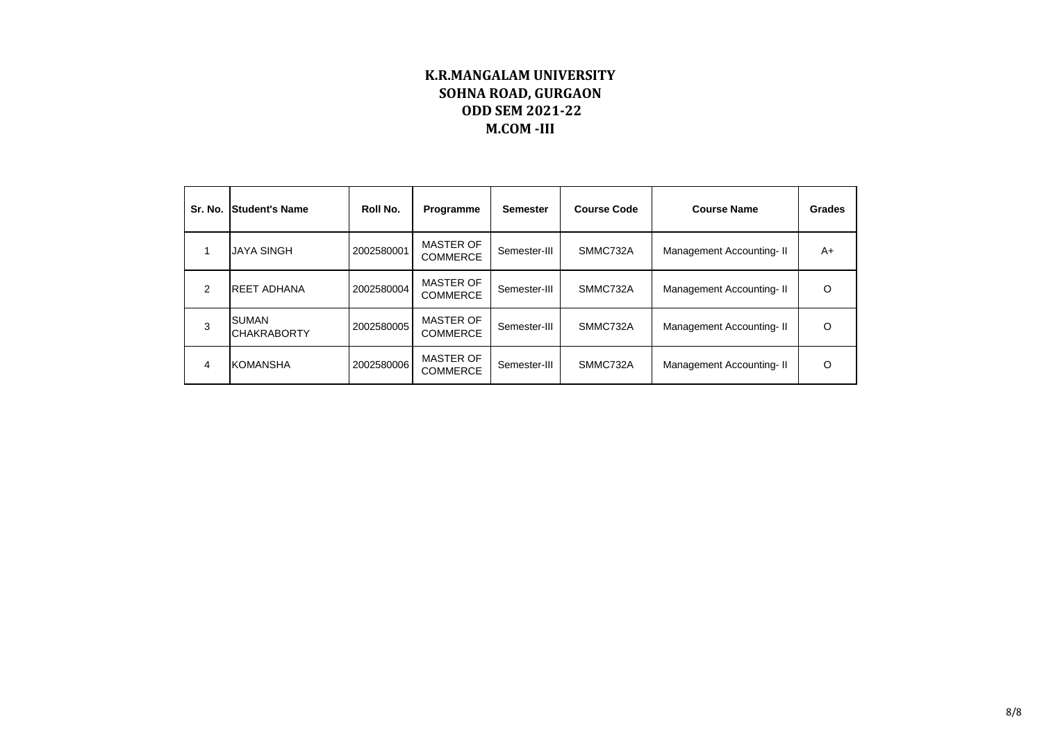# K.R.MANGALAM UNIVERSITY
# SOHNA ROAD, GURGAON
# ODD SEM 2021-22
# M.COM -III

| Sr. No. | Student's Name | Roll No. | Programme | Semester | Course Code | Course Name | Grades |
|---|---|---|---|---|---|---|---|
| 1 | JAYA SINGH | 2002580001 | MASTER OF COMMERCE | Semester-III | SMMC732A | Management Accounting- II | A+ |
| 2 | REET ADHANA | 2002580004 | MASTER OF COMMERCE | Semester-III | SMMC732A | Management Accounting- II | O |
| 3 | SUMAN CHAKRABORTY | 2002580005 | MASTER OF COMMERCE | Semester-III | SMMC732A | Management Accounting- II | O |
| 4 | KOMANSHA | 2002580006 | MASTER OF COMMERCE | Semester-III | SMMC732A | Management Accounting- II | O |